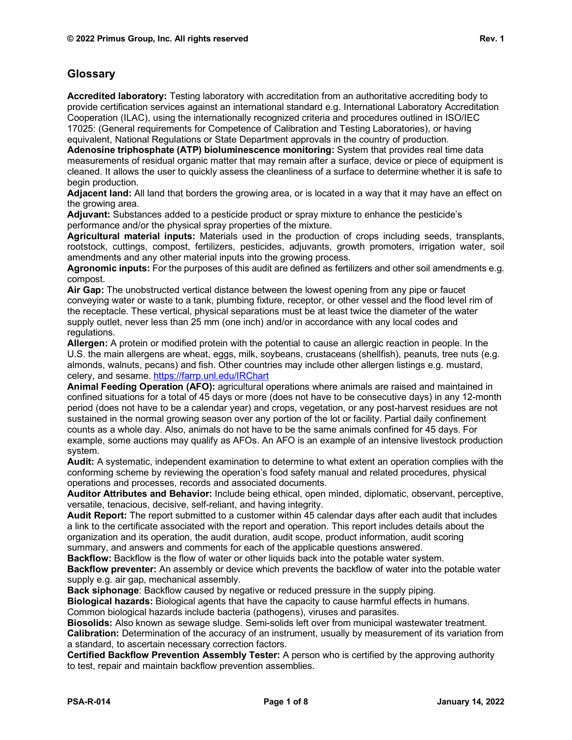## Glossary

**Accredited laboratory:** Testing laboratory with accreditation from an authoritative accrediting body to provide certification services against an international standard e.g. International Laboratory Accreditation Cooperation (ILAC), using the internationally recognized criteria and procedures outlined in ISO/IEC 17025: (General requirements for Competence of Calibration and Testing Laboratories), or having equivalent, National Regulations or State Department approvals in the country of production.

**Adenosine triphosphate (ATP) bioluminescence monitoring:** System that provides real time data measurements of residual organic matter that may remain after a surface, device or piece of equipment is cleaned. It allows the user to quickly assess the cleanliness of a surface to determine whether it is safe to begin production.

**Adjacent land:** All land that borders the growing area, or is located in a way that it may have an effect on the growing area.

**Adjuvant:** Substances added to a pesticide product or spray mixture to enhance the pesticide's performance and/or the physical spray properties of the mixture.

**Agricultural material inputs:** Materials used in the production of crops including seeds, transplants, rootstock, cuttings, compost, fertilizers, pesticides, adjuvants, growth promoters, irrigation water, soil amendments and any other material inputs into the growing process.

**Agronomic inputs:** For the purposes of this audit are defined as fertilizers and other soil amendments e.g. compost.

**Air Gap:** The unobstructed vertical distance between the lowest opening from any pipe or faucet conveying water or waste to a tank, plumbing fixture, receptor, or other vessel and the flood level rim of the receptacle. These vertical, physical separations must be at least twice the diameter of the water supply outlet, never less than 25 mm (one inch) and/or in accordance with any local codes and regulations.

**Allergen:** A protein or modified protein with the potential to cause an allergic reaction in people. In the U.S. the main allergens are wheat, eggs, milk, soybeans, crustaceans (shellfish), peanuts, tree nuts (e.g. almonds, walnuts, pecans) and fish. Other countries may include other allergen listings e.g. mustard, celery, and sesame. [https://farrp.unl.edu/IRChart](https://farrp.unl.edu/IRChart)

**Animal Feeding Operation (AFO):** agricultural operations where animals are raised and maintained in confined situations for a total of 45 days or more (does not have to be consecutive days) in any 12-month period (does not have to be a calendar year) and crops, vegetation, or any post-harvest residues are not sustained in the normal growing season over any portion of the lot or facility. Partial daily confinement counts as a whole day. Also, animals do not have to be the same animals confined for 45 days. For example, some auctions may qualify as AFOs. An AFO is an example of an intensive livestock production system.

**Audit:** A systematic, independent examination to determine to what extent an operation complies with the conforming scheme by reviewing the operation's food safety manual and related procedures, physical operations and processes, records and associated documents.

**Auditor Attributes and Behavior:** Include being ethical, open minded, diplomatic, observant, perceptive, versatile, tenacious, decisive, self-reliant, and having integrity.

**Audit Report:** The report submitted to a customer within 45 calendar days after each audit that includes a link to the certificate associated with the report and operation. This report includes details about the organization and its operation, the audit duration, audit scope, product information, audit scoring summary, and answers and comments for each of the applicable questions answered.

**Backflow:** Backflow is the flow of water or other liquids back into the potable water system.

**Backflow preventer:** An assembly or device which prevents the backflow of water into the potable water supply e.g. air gap, mechanical assembly.

**Back siphonage**: Backflow caused by negative or reduced pressure in the supply piping.

**Biological hazards:** Biological agents that have the capacity to cause harmful effects in humans. Common biological hazards include bacteria (pathogens), viruses and parasites.

**Biosolids:** Also known as sewage sludge. Semi-solids left over from municipal wastewater treatment.

**Calibration:** Determination of the accuracy of an instrument, usually by measurement of its variation from a standard, to ascertain necessary correction factors.

**Certified Backflow Prevention Assembly Tester:** A person who is certified by the approving authority to test, repair and maintain backflow prevention assemblies.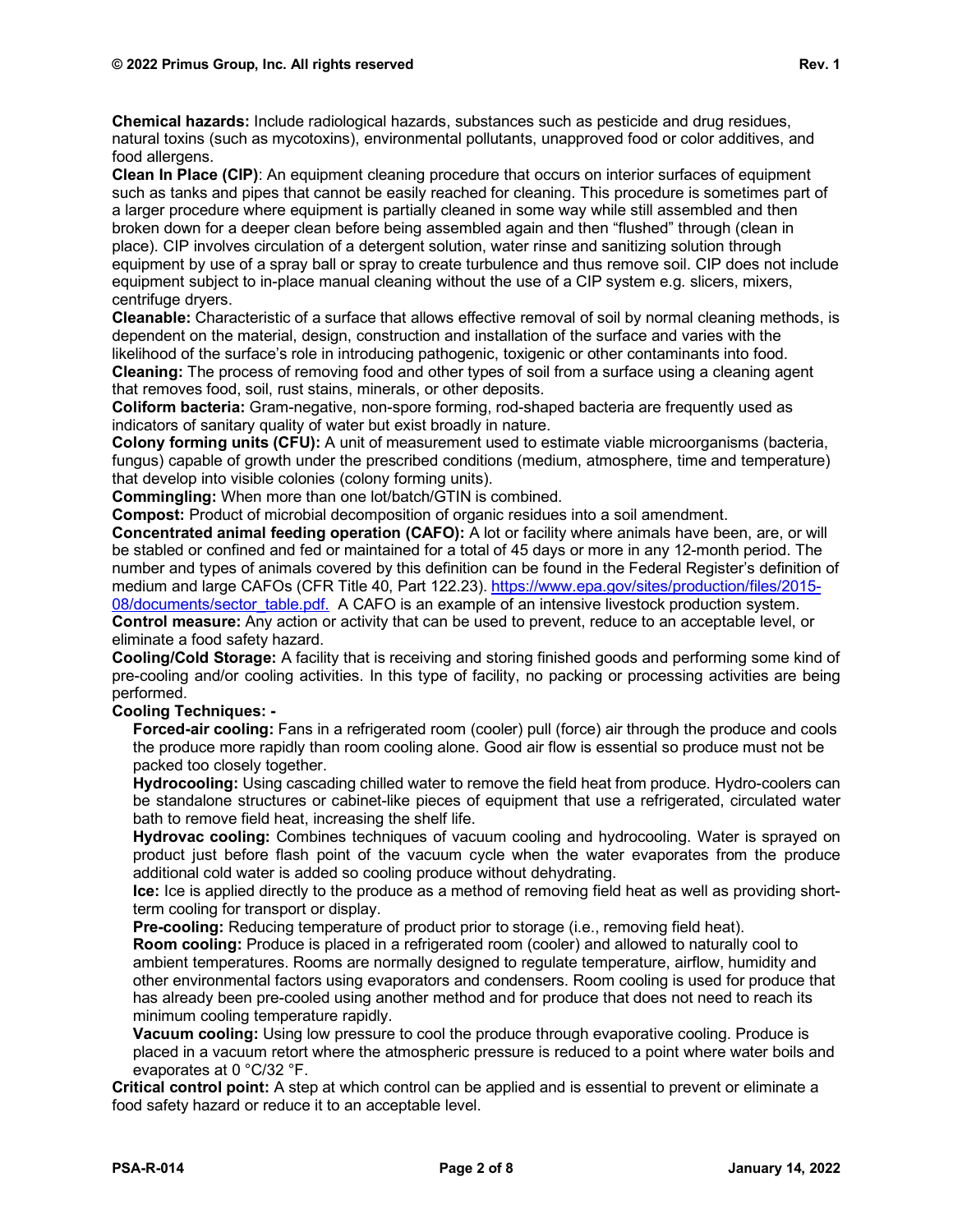**Chemical hazards:** Include radiological hazards, substances such as pesticide and drug residues, natural toxins (such as mycotoxins), environmental pollutants, unapproved food or color additives, and food allergens.

**Clean In Place (CIP)**: An equipment cleaning procedure that occurs on interior surfaces of equipment such as tanks and pipes that cannot be easily reached for cleaning. This procedure is sometimes part of a larger procedure where equipment is partially cleaned in some way while still assembled and then broken down for a deeper clean before being assembled again and then "flushed" through (clean in place). CIP involves circulation of a detergent solution, water rinse and sanitizing solution through equipment by use of a spray ball or spray to create turbulence and thus remove soil. CIP does not include equipment subject to in-place manual cleaning without the use of a CIP system e.g. slicers, mixers, centrifuge dryers.

**Cleanable:** Characteristic of a surface that allows effective removal of soil by normal cleaning methods, is dependent on the material, design, construction and installation of the surface and varies with the likelihood of the surface's role in introducing pathogenic, toxigenic or other contaminants into food.

**Cleaning:** The process of removing food and other types of soil from a surface using a cleaning agent that removes food, soil, rust stains, minerals, or other deposits.

**Coliform bacteria:** Gram-negative, non-spore forming, rod-shaped bacteria are frequently used as indicators of sanitary quality of water but exist broadly in nature.

**Colony forming units (CFU):** A unit of measurement used to estimate viable microorganisms (bacteria, fungus) capable of growth under the prescribed conditions (medium, atmosphere, time and temperature) that develop into visible colonies (colony forming units).

**Commingling:** When more than one lot/batch/GTIN is combined.

**Compost:** Product of microbial decomposition of organic residues into a soil amendment.

**Concentrated animal feeding operation (CAFO):** A lot or facility where animals have been, are, or will be stabled or confined and fed or maintained for a total of 45 days or more in any 12-month period. The number and types of animals covered by this definition can be found in the Federal Register's definition of medium and large CAFOs (CFR Title 40, Part 122.23). [https://www.epa.gov/sites/production/files/2015-08/documents/sector_table.pdf.](https://www.epa.gov/sites/production/files/2015-08/documents/sector_table.pdf) A CAFO is an example of an intensive livestock production system.

**Control measure:** Any action or activity that can be used to prevent, reduce to an acceptable level, or eliminate a food safety hazard.

**Cooling/Cold Storage:** A facility that is receiving and storing finished goods and performing some kind of pre-cooling and/or cooling activities. In this type of facility, no packing or processing activities are being performed.

**Cooling Techniques: -**

- **Forced-air cooling:** Fans in a refrigerated room (cooler) pull (force) air through the produce and cools the produce more rapidly than room cooling alone. Good air flow is essential so produce must not be packed too closely together.
- **Hydrocooling:** Using cascading chilled water to remove the field heat from produce. Hydro-coolers can be standalone structures or cabinet-like pieces of equipment that use a refrigerated, circulated water bath to remove field heat, increasing the shelf life.
- **Hydrovac cooling:** Combines techniques of vacuum cooling and hydrocooling. Water is sprayed on product just before flash point of the vacuum cycle when the water evaporates from the produce additional cold water is added so cooling produce without dehydrating.
- **Ice:** Ice is applied directly to the produce as a method of removing field heat as well as providing short-term cooling for transport or display.
- **Pre-cooling:** Reducing temperature of product prior to storage (i.e., removing field heat).
- **Room cooling:** Produce is placed in a refrigerated room (cooler) and allowed to naturally cool to ambient temperatures. Rooms are normally designed to regulate temperature, airflow, humidity and other environmental factors using evaporators and condensers. Room cooling is used for produce that has already been pre-cooled using another method and for produce that does not need to reach its minimum cooling temperature rapidly.
- **Vacuum cooling:** Using low pressure to cool the produce through evaporative cooling. Produce is placed in a vacuum retort where the atmospheric pressure is reduced to a point where water boils and evaporates at 0 °C/32 °F.

**Critical control point:** A step at which control can be applied and is essential to prevent or eliminate a food safety hazard or reduce it to an acceptable level.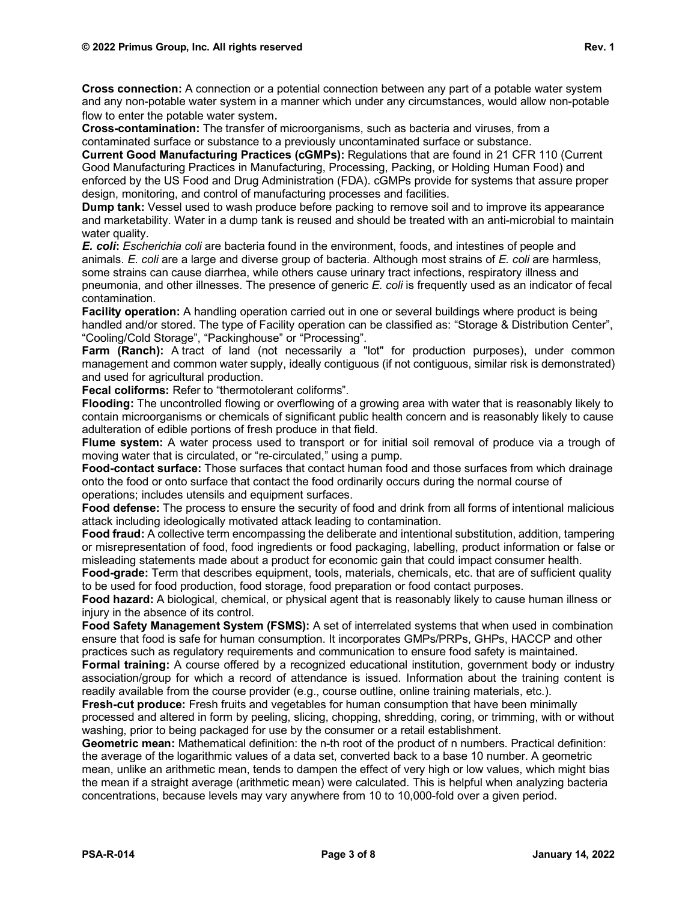**Cross connection:** A connection or a potential connection between any part of a potable water system and any non-potable water system in a manner which under any circumstances, would allow non-potable flow to enter the potable water system.

**Cross-contamination:** The transfer of microorganisms, such as bacteria and viruses, from a contaminated surface or substance to a previously uncontaminated surface or substance.

**Current Good Manufacturing Practices (cGMPs):** Regulations that are found in 21 CFR 110 (Current Good Manufacturing Practices in Manufacturing, Processing, Packing, or Holding Human Food) and enforced by the US Food and Drug Administration (FDA). cGMPs provide for systems that assure proper design, monitoring, and control of manufacturing processes and facilities.

**Dump tank:** Vessel used to wash produce before packing to remove soil and to improve its appearance and marketability. Water in a dump tank is reused and should be treated with an anti-microbial to maintain water quality.

***E. coli*:** *Escherichia coli* are bacteria found in the environment, foods, and intestines of people and animals. *E. coli* are a large and diverse group of bacteria. Although most strains of *E. coli* are harmless, some strains can cause diarrhea, while others cause urinary tract infections, respiratory illness and pneumonia, and other illnesses. The presence of generic *E. coli* is frequently used as an indicator of fecal contamination.

**Facility operation:** A handling operation carried out in one or several buildings where product is being handled and/or stored. The type of Facility operation can be classified as: "Storage & Distribution Center", "Cooling/Cold Storage", "Packinghouse" or "Processing".

**Farm (Ranch):** A tract of land (not necessarily a "lot" for production purposes), under common management and common water supply, ideally contiguous (if not contiguous, similar risk is demonstrated) and used for agricultural production.

**Fecal coliforms:** Refer to "thermotolerant coliforms".

**Flooding:** The uncontrolled flowing or overflowing of a growing area with water that is reasonably likely to contain microorganisms or chemicals of significant public health concern and is reasonably likely to cause adulteration of edible portions of fresh produce in that field.

**Flume system:** A water process used to transport or for initial soil removal of produce via a trough of moving water that is circulated, or "re-circulated," using a pump.

**Food-contact surface:** Those surfaces that contact human food and those surfaces from which drainage onto the food or onto surface that contact the food ordinarily occurs during the normal course of operations; includes utensils and equipment surfaces.

**Food defense:** The process to ensure the security of food and drink from all forms of intentional malicious attack including ideologically motivated attack leading to contamination.

**Food fraud:** A collective term encompassing the deliberate and intentional substitution, addition, tampering or misrepresentation of food, food ingredients or food packaging, labelling, product information or false or misleading statements made about a product for economic gain that could impact consumer health.

**Food-grade:** Term that describes equipment, tools, materials, chemicals, etc. that are of sufficient quality to be used for food production, food storage, food preparation or food contact purposes.

**Food hazard:** A biological, chemical, or physical agent that is reasonably likely to cause human illness or injury in the absence of its control.

**Food Safety Management System (FSMS):** A set of interrelated systems that when used in combination ensure that food is safe for human consumption. It incorporates GMPs/PRPs, GHPs, HACCP and other practices such as regulatory requirements and communication to ensure food safety is maintained.

**Formal training:** A course offered by a recognized educational institution, government body or industry association/group for which a record of attendance is issued. Information about the training content is readily available from the course provider (e.g., course outline, online training materials, etc.).

**Fresh-cut produce:** Fresh fruits and vegetables for human consumption that have been minimally processed and altered in form by peeling, slicing, chopping, shredding, coring, or trimming, with or without washing, prior to being packaged for use by the consumer or a retail establishment.

**Geometric mean:** Mathematical definition: the n-th root of the product of n numbers. Practical definition: the average of the logarithmic values of a data set, converted back to a base 10 number. A geometric mean, unlike an arithmetic mean, tends to dampen the effect of very high or low values, which might bias the mean if a straight average (arithmetic mean) were calculated. This is helpful when analyzing bacteria concentrations, because levels may vary anywhere from 10 to 10,000-fold over a given period.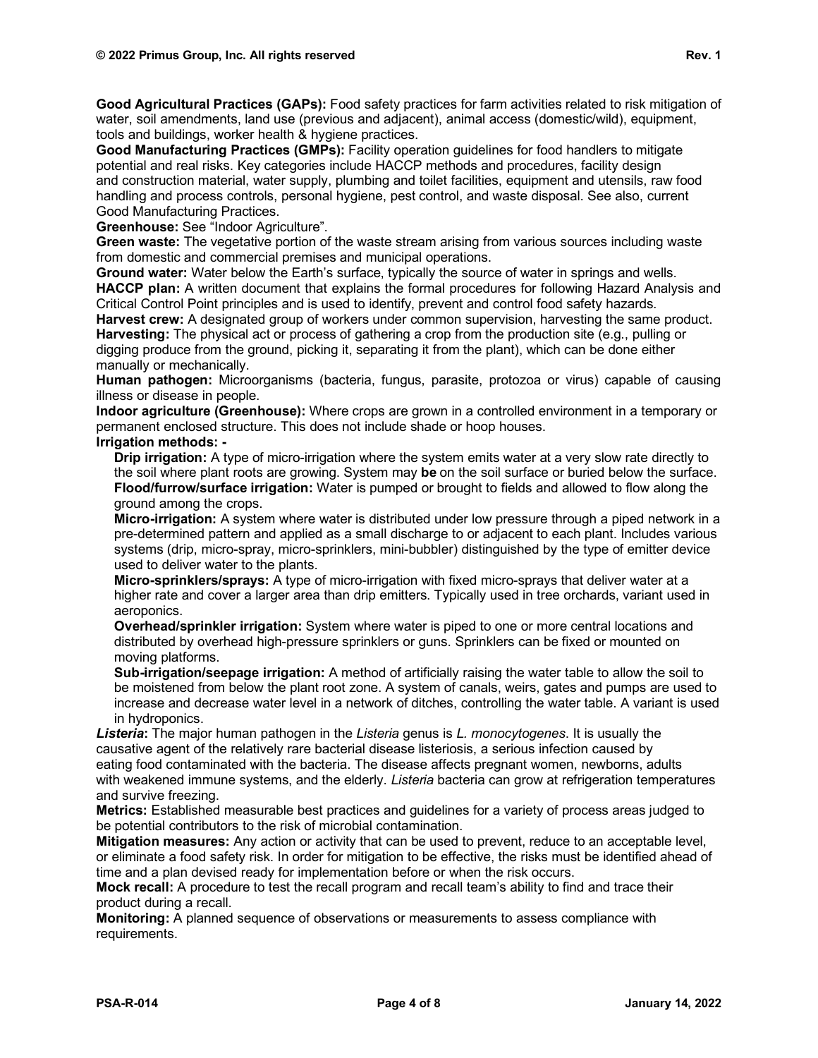**Good Agricultural Practices (GAPs):** Food safety practices for farm activities related to risk mitigation of water, soil amendments, land use (previous and adjacent), animal access (domestic/wild), equipment, tools and buildings, worker health & hygiene practices.

**Good Manufacturing Practices (GMPs):** Facility operation guidelines for food handlers to mitigate potential and real risks. Key categories include HACCP methods and procedures, facility design and construction material, water supply, plumbing and toilet facilities, equipment and utensils, raw food handling and process controls, personal hygiene, pest control, and waste disposal. See also, current Good Manufacturing Practices.

**Greenhouse:** See "Indoor Agriculture".

**Green waste:** The vegetative portion of the waste stream arising from various sources including waste from domestic and commercial premises and municipal operations.

**Ground water:** Water below the Earth's surface, typically the source of water in springs and wells.

**HACCP plan:** A written document that explains the formal procedures for following Hazard Analysis and Critical Control Point principles and is used to identify, prevent and control food safety hazards.

**Harvest crew:** A designated group of workers under common supervision, harvesting the same product.

**Harvesting:** The physical act or process of gathering a crop from the production site (e.g., pulling or digging produce from the ground, picking it, separating it from the plant), which can be done either manually or mechanically.

**Human pathogen:** Microorganisms (bacteria, fungus, parasite, protozoa or virus) capable of causing illness or disease in people.

**Indoor agriculture (Greenhouse):** Where crops are grown in a controlled environment in a temporary or permanent enclosed structure. This does not include shade or hoop houses.

**Irrigation methods: -**

- **Drip irrigation:** A type of micro-irrigation where the system emits water at a very slow rate directly to the soil where plant roots are growing. System may **be** on the soil surface or buried below the surface.
- **Flood/furrow/surface irrigation:** Water is pumped or brought to fields and allowed to flow along the ground among the crops.
- **Micro-irrigation:** A system where water is distributed under low pressure through a piped network in a pre-determined pattern and applied as a small discharge to or adjacent to each plant. Includes various systems (drip, micro-spray, micro-sprinklers, mini-bubbler) distinguished by the type of emitter device used to deliver water to the plants.
- **Micro-sprinklers/sprays:** A type of micro-irrigation with fixed micro-sprays that deliver water at a higher rate and cover a larger area than drip emitters. Typically used in tree orchards, variant used in aeroponics.
- **Overhead/sprinkler irrigation:** System where water is piped to one or more central locations and distributed by overhead high-pressure sprinklers or guns. Sprinklers can be fixed or mounted on moving platforms.
- **Sub-irrigation/seepage irrigation:** A method of artificially raising the water table to allow the soil to be moistened from below the plant root zone. A system of canals, weirs, gates and pumps are used to increase and decrease water level in a network of ditches, controlling the water table. A variant is used in hydroponics.

***Listeria*:** The major human pathogen in the *Listeria* genus is *L. monocytogenes*. It is usually the causative agent of the relatively rare bacterial disease listeriosis, a serious infection caused by eating food contaminated with the bacteria. The disease affects pregnant women, newborns, adults with weakened immune systems, and the elderly. *Listeria* bacteria can grow at refrigeration temperatures and survive freezing.

**Metrics:** Established measurable best practices and guidelines for a variety of process areas judged to be potential contributors to the risk of microbial contamination.

**Mitigation measures:** Any action or activity that can be used to prevent, reduce to an acceptable level, or eliminate a food safety risk. In order for mitigation to be effective, the risks must be identified ahead of time and a plan devised ready for implementation before or when the risk occurs.

**Mock recall:** A procedure to test the recall program and recall team's ability to find and trace their product during a recall.

**Monitoring:** A planned sequence of observations or measurements to assess compliance with requirements.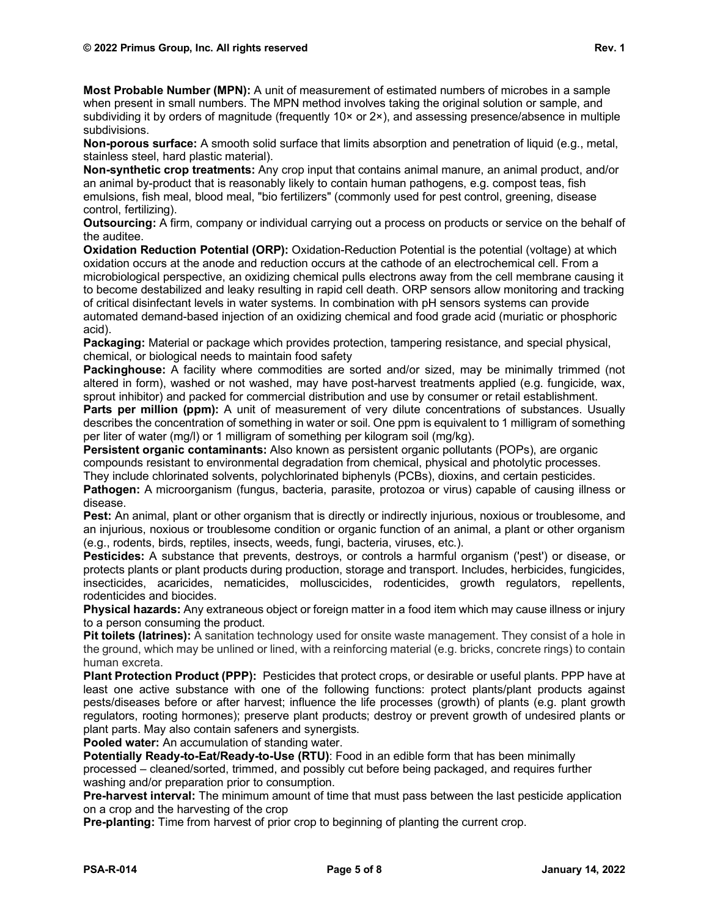**Most Probable Number (MPN):** A unit of measurement of estimated numbers of microbes in a sample when present in small numbers. The MPN method involves taking the original solution or sample, and subdividing it by orders of magnitude (frequently 10× or 2×), and assessing presence/absence in multiple subdivisions.

**Non-porous surface:** A smooth solid surface that limits absorption and penetration of liquid (e.g., metal, stainless steel, hard plastic material).

**Non-synthetic crop treatments:** Any crop input that contains animal manure, an animal product, and/or an animal by-product that is reasonably likely to contain human pathogens, e.g. compost teas, fish emulsions, fish meal, blood meal, "bio fertilizers" (commonly used for pest control, greening, disease control, fertilizing).

**Outsourcing:** A firm, company or individual carrying out a process on products or service on the behalf of the auditee.

**Oxidation Reduction Potential (ORP):** Oxidation-Reduction Potential is the potential (voltage) at which oxidation occurs at the anode and reduction occurs at the cathode of an electrochemical cell. From a microbiological perspective, an oxidizing chemical pulls electrons away from the cell membrane causing it to become destabilized and leaky resulting in rapid cell death. ORP sensors allow monitoring and tracking of critical disinfectant levels in water systems. In combination with pH sensors systems can provide automated demand-based injection of an oxidizing chemical and food grade acid (muriatic or phosphoric acid).

**Packaging:** Material or package which provides protection, tampering resistance, and special physical, chemical, or biological needs to maintain food safety

**Packinghouse:** A facility where commodities are sorted and/or sized, may be minimally trimmed (not altered in form), washed or not washed, may have post-harvest treatments applied (e.g. fungicide, wax, sprout inhibitor) and packed for commercial distribution and use by consumer or retail establishment.

**Parts per million (ppm):** A unit of measurement of very dilute concentrations of substances. Usually describes the concentration of something in water or soil. One ppm is equivalent to 1 milligram of something per liter of water (mg/l) or 1 milligram of something per kilogram soil (mg/kg).

**Persistent organic contaminants:** Also known as persistent organic pollutants (POPs), are organic compounds resistant to environmental degradation from chemical, physical and photolytic processes. They include chlorinated solvents, polychlorinated biphenyls (PCBs), dioxins, and certain pesticides.

**Pathogen:** A microorganism (fungus, bacteria, parasite, protozoa or virus) capable of causing illness or disease.

**Pest:** An animal, plant or other organism that is directly or indirectly injurious, noxious or troublesome, and an injurious, noxious or troublesome condition or organic function of an animal, a plant or other organism (e.g., rodents, birds, reptiles, insects, weeds, fungi, bacteria, viruses, etc.).

**Pesticides:** A substance that prevents, destroys, or controls a harmful organism ('pest') or disease, or protects plants or plant products during production, storage and transport. Includes, herbicides, fungicides, insecticides, acaricides, nematicides, molluscicides, rodenticides, growth regulators, repellents, rodenticides and biocides.

**Physical hazards:** Any extraneous object or foreign matter in a food item which may cause illness or injury to a person consuming the product.

**Pit toilets (latrines):** A sanitation technology used for onsite waste management. They consist of a hole in the ground, which may be unlined or lined, with a reinforcing material (e.g. bricks, concrete rings) to contain human excreta.

**Plant Protection Product (PPP):** Pesticides that protect crops, or desirable or useful plants. PPP have at least one active substance with one of the following functions: protect plants/plant products against pests/diseases before or after harvest; influence the life processes (growth) of plants (e.g. plant growth regulators, rooting hormones); preserve plant products; destroy or prevent growth of undesired plants or plant parts. May also contain safeners and synergists.

**Pooled water:** An accumulation of standing water.

**Potentially Ready-to-Eat/Ready-to-Use (RTU)**: Food in an edible form that has been minimally processed – cleaned/sorted, trimmed, and possibly cut before being packaged, and requires further washing and/or preparation prior to consumption.

**Pre-harvest interval:** The minimum amount of time that must pass between the last pesticide application on a crop and the harvesting of the crop

**Pre-planting:** Time from harvest of prior crop to beginning of planting the current crop.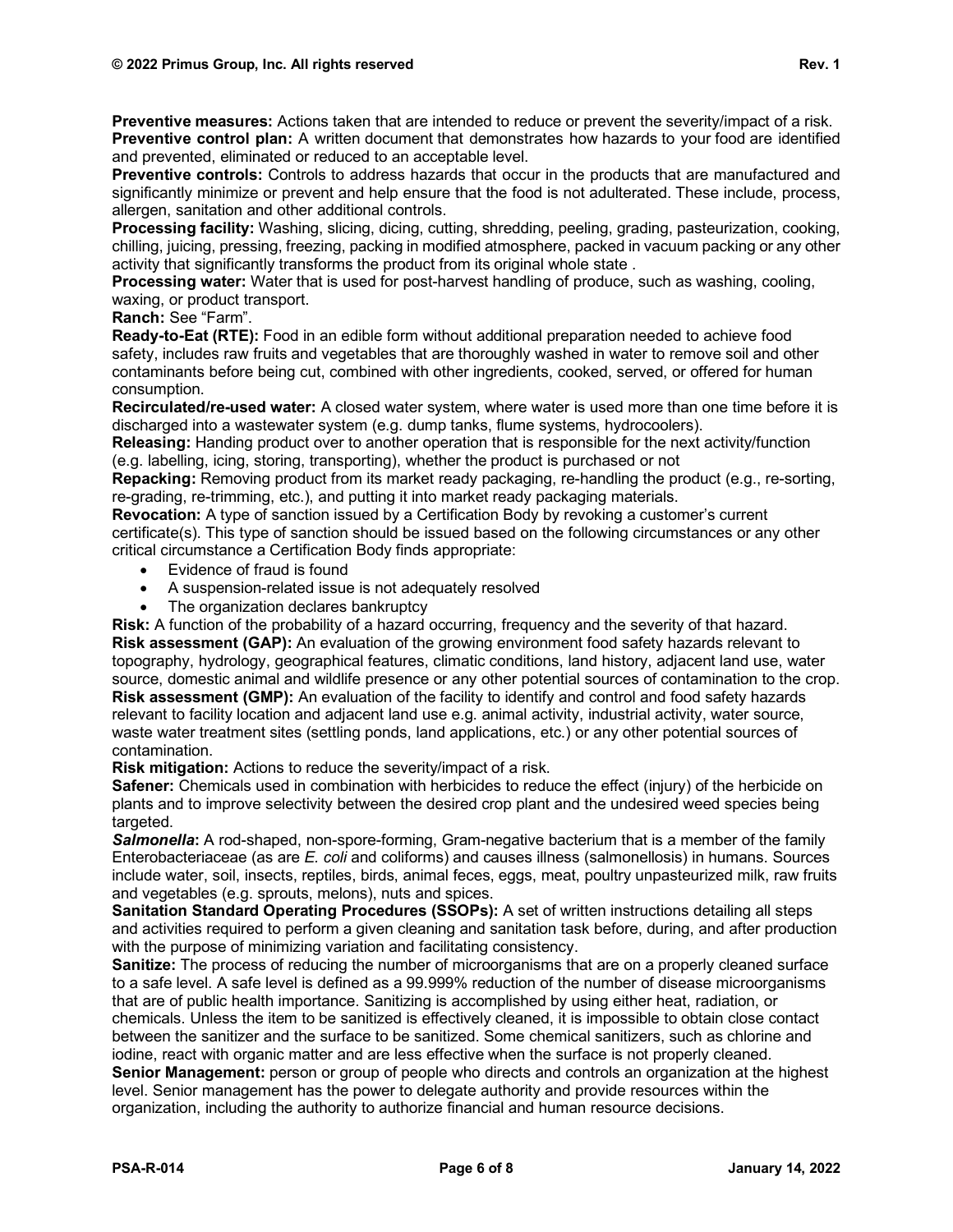**Preventive measures:** Actions taken that are intended to reduce or prevent the severity/impact of a risk.
**Preventive control plan:** A written document that demonstrates how hazards to your food are identified and prevented, eliminated or reduced to an acceptable level.
**Preventive controls:** Controls to address hazards that occur in the products that are manufactured and significantly minimize or prevent and help ensure that the food is not adulterated. These include, process, allergen, sanitation and other additional controls.
**Processing facility:** Washing, slicing, dicing, cutting, shredding, peeling, grading, pasteurization, cooking, chilling, juicing, pressing, freezing, packing in modified atmosphere, packed in vacuum packing or any other activity that significantly transforms the product from its original whole state .
**Processing water:** Water that is used for post-harvest handling of produce, such as washing, cooling, waxing, or product transport.
**Ranch:** See "Farm".
**Ready-to-Eat (RTE):** Food in an edible form without additional preparation needed to achieve food safety, includes raw fruits and vegetables that are thoroughly washed in water to remove soil and other contaminants before being cut, combined with other ingredients, cooked, served, or offered for human consumption.
**Recirculated/re-used water:** A closed water system, where water is used more than one time before it is discharged into a wastewater system (e.g. dump tanks, flume systems, hydrocoolers).
**Releasing:** Handing product over to another operation that is responsible for the next activity/function (e.g. labelling, icing, storing, transporting), whether the product is purchased or not
**Repacking:** Removing product from its market ready packaging, re-handling the product (e.g., re-sorting, re-grading, re-trimming, etc.), and putting it into market ready packaging materials.
**Revocation:** A type of sanction issued by a Certification Body by revoking a customer's current certificate(s). This type of sanction should be issued based on the following circumstances or any other critical circumstance a Certification Body finds appropriate:

- Evidence of fraud is found
- A suspension-related issue is not adequately resolved
- The organization declares bankruptcy

**Risk:** A function of the probability of a hazard occurring, frequency and the severity of that hazard.
**Risk assessment (GAP):** An evaluation of the growing environment food safety hazards relevant to topography, hydrology, geographical features, climatic conditions, land history, adjacent land use, water source, domestic animal and wildlife presence or any other potential sources of contamination to the crop.
**Risk assessment (GMP):** An evaluation of the facility to identify and control and food safety hazards relevant to facility location and adjacent land use e.g. animal activity, industrial activity, water source, waste water treatment sites (settling ponds, land applications, etc.) or any other potential sources of contamination.
**Risk mitigation:** Actions to reduce the severity/impact of a risk.
**Safener:** Chemicals used in combination with herbicides to reduce the effect (injury) of the herbicide on plants and to improve selectivity between the desired crop plant and the undesired weed species being targeted.
***Salmonella*:** A rod-shaped, non-spore-forming, Gram-negative bacterium that is a member of the family Enterobacteriaceae (as are *E. coli* and coliforms) and causes illness (salmonellosis) in humans. Sources include water, soil, insects, reptiles, birds, animal feces, eggs, meat, poultry unpasteurized milk, raw fruits and vegetables (e.g. sprouts, melons), nuts and spices.
**Sanitation Standard Operating Procedures (SSOPs):** A set of written instructions detailing all steps and activities required to perform a given cleaning and sanitation task before, during, and after production with the purpose of minimizing variation and facilitating consistency.
**Sanitize:** The process of reducing the number of microorganisms that are on a properly cleaned surface to a safe level. A safe level is defined as a 99.999% reduction of the number of disease microorganisms that are of public health importance. Sanitizing is accomplished by using either heat, radiation, or chemicals. Unless the item to be sanitized is effectively cleaned, it is impossible to obtain close contact between the sanitizer and the surface to be sanitized. Some chemical sanitizers, such as chlorine and iodine, react with organic matter and are less effective when the surface is not properly cleaned.
**Senior Management:** person or group of people who directs and controls an organization at the highest level. Senior management has the power to delegate authority and provide resources within the organization, including the authority to authorize financial and human resource decisions.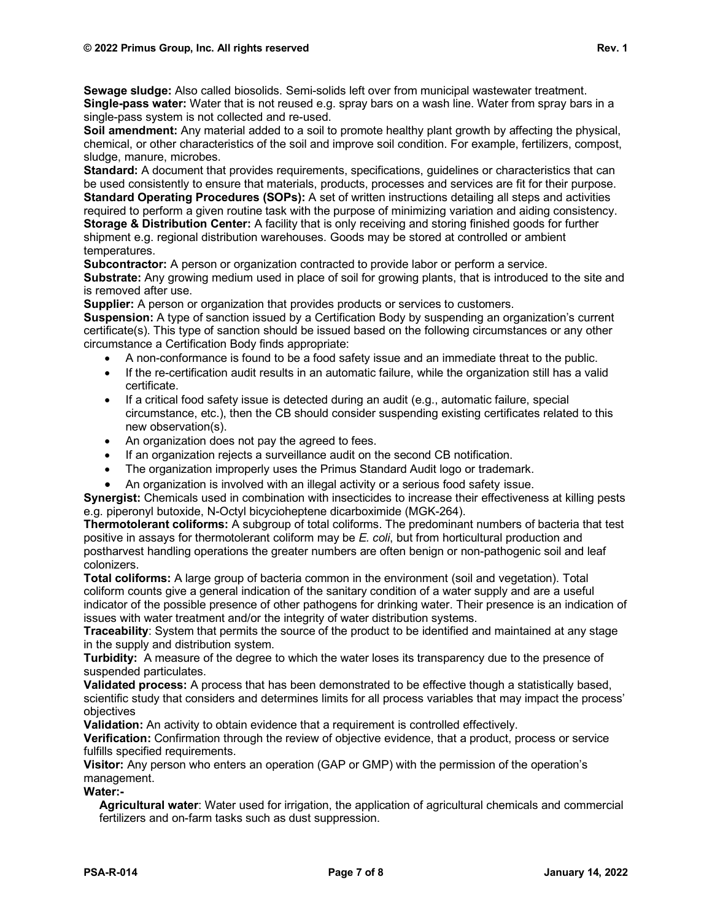**Sewage sludge:** Also called biosolids. Semi-solids left over from municipal wastewater treatment.
**Single-pass water:** Water that is not reused e.g. spray bars on a wash line. Water from spray bars in a single-pass system is not collected and re-used.
**Soil amendment:** Any material added to a soil to promote healthy plant growth by affecting the physical, chemical, or other characteristics of the soil and improve soil condition. For example, fertilizers, compost, sludge, manure, microbes.
**Standard:** A document that provides requirements, specifications, guidelines or characteristics that can be used consistently to ensure that materials, products, processes and services are fit for their purpose.
**Standard Operating Procedures (SOPs):** A set of written instructions detailing all steps and activities required to perform a given routine task with the purpose of minimizing variation and aiding consistency.
**Storage & Distribution Center:** A facility that is only receiving and storing finished goods for further shipment e.g. regional distribution warehouses. Goods may be stored at controlled or ambient temperatures.
**Subcontractor:** A person or organization contracted to provide labor or perform a service.
**Substrate:** Any growing medium used in place of soil for growing plants, that is introduced to the site and is removed after use.
**Supplier:** A person or organization that provides products or services to customers.
**Suspension:** A type of sanction issued by a Certification Body by suspending an organization's current certificate(s). This type of sanction should be issued based on the following circumstances or any other circumstance a Certification Body finds appropriate:

- A non-conformance is found to be a food safety issue and an immediate threat to the public.
- If the re-certification audit results in an automatic failure, while the organization still has a valid certificate.
- If a critical food safety issue is detected during an audit (e.g., automatic failure, special circumstance, etc.), then the CB should consider suspending existing certificates related to this new observation(s).
- An organization does not pay the agreed to fees.
- If an organization rejects a surveillance audit on the second CB notification.
- The organization improperly uses the Primus Standard Audit logo or trademark.
- An organization is involved with an illegal activity or a serious food safety issue.

**Synergist:** Chemicals used in combination with insecticides to increase their effectiveness at killing pests e.g. piperonyl butoxide, N-Octyl bicycioheptene dicarboximide (MGK-264).
**Thermotolerant coliforms:** A subgroup of total coliforms. The predominant numbers of bacteria that test positive in assays for thermotolerant coliform may be *E. coli*, but from horticultural production and postharvest handling operations the greater numbers are often benign or non-pathogenic soil and leaf colonizers.
**Total coliforms:** A large group of bacteria common in the environment (soil and vegetation). Total coliform counts give a general indication of the sanitary condition of a water supply and are a useful indicator of the possible presence of other pathogens for drinking water. Their presence is an indication of issues with water treatment and/or the integrity of water distribution systems.
**Traceability**: System that permits the source of the product to be identified and maintained at any stage in the supply and distribution system.
**Turbidity:** A measure of the degree to which the water loses its transparency due to the presence of suspended particulates.
**Validated process:** A process that has been demonstrated to be effective though a statistically based, scientific study that considers and determines limits for all process variables that may impact the process' objectives
**Validation:** An activity to obtain evidence that a requirement is controlled effectively.
**Verification:** Confirmation through the review of objective evidence, that a product, process or service fulfills specified requirements.
**Visitor:** Any person who enters an operation (GAP or GMP) with the permission of the operation's management.
**Water:-**

**Agricultural water**: Water used for irrigation, the application of agricultural chemicals and commercial fertilizers and on-farm tasks such as dust suppression.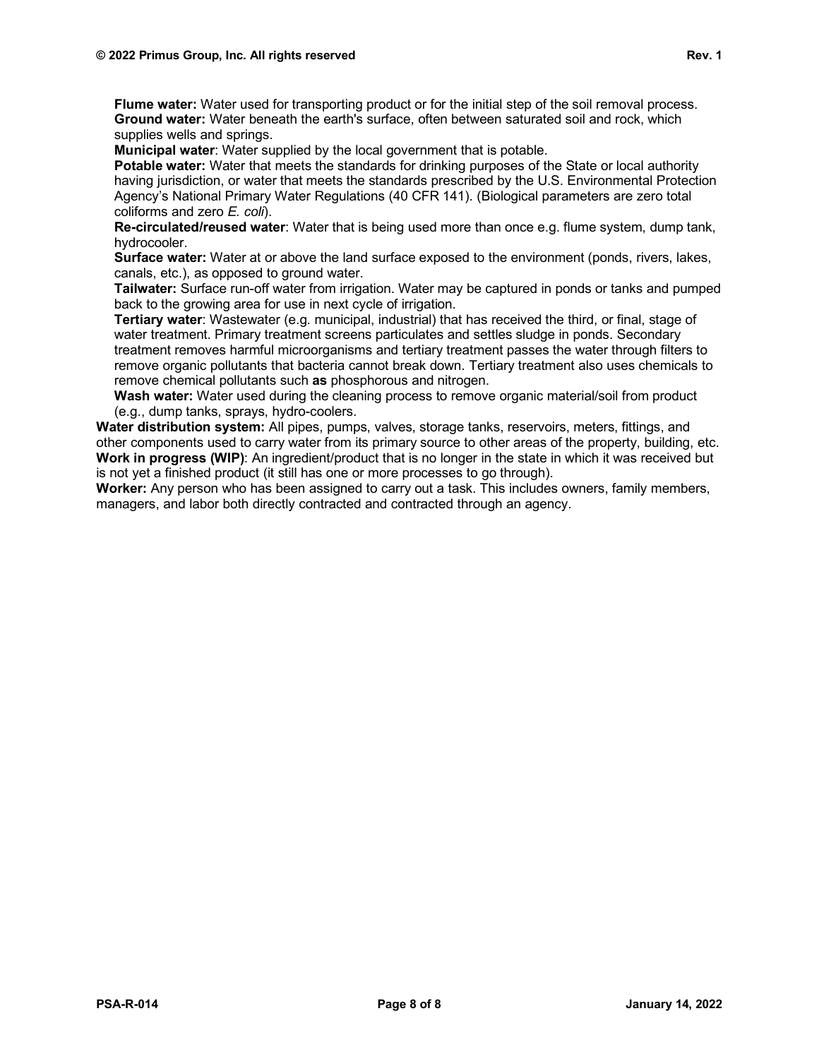**Flume water:** Water used for transporting product or for the initial step of the soil removal process.

**Ground water:** Water beneath the earth's surface, often between saturated soil and rock, which supplies wells and springs.

**Municipal water**: Water supplied by the local government that is potable.

**Potable water:** Water that meets the standards for drinking purposes of the State or local authority having jurisdiction, or water that meets the standards prescribed by the U.S. Environmental Protection Agency's National Primary Water Regulations (40 CFR 141). (Biological parameters are zero total coliforms and zero *E. coli*).

**Re-circulated/reused water**: Water that is being used more than once e.g. flume system, dump tank, hydrocooler.

**Surface water:** Water at or above the land surface exposed to the environment (ponds, rivers, lakes, canals, etc.), as opposed to ground water.

**Tailwater:** Surface run-off water from irrigation. Water may be captured in ponds or tanks and pumped back to the growing area for use in next cycle of irrigation.

**Tertiary water**: Wastewater (e.g. municipal, industrial) that has received the third, or final, stage of water treatment. Primary treatment screens particulates and settles sludge in ponds. Secondary treatment removes harmful microorganisms and tertiary treatment passes the water through filters to remove organic pollutants that bacteria cannot break down. Tertiary treatment also uses chemicals to remove chemical pollutants such **as** phosphorous and nitrogen.

**Wash water:** Water used during the cleaning process to remove organic material/soil from product (e.g., dump tanks, sprays, hydro-coolers.

**Water distribution system:** All pipes, pumps, valves, storage tanks, reservoirs, meters, fittings, and other components used to carry water from its primary source to other areas of the property, building, etc.

**Work in progress (WIP)**: An ingredient/product that is no longer in the state in which it was received but is not yet a finished product (it still has one or more processes to go through).

**Worker:** Any person who has been assigned to carry out a task. This includes owners, family members, managers, and labor both directly contracted and contracted through an agency.